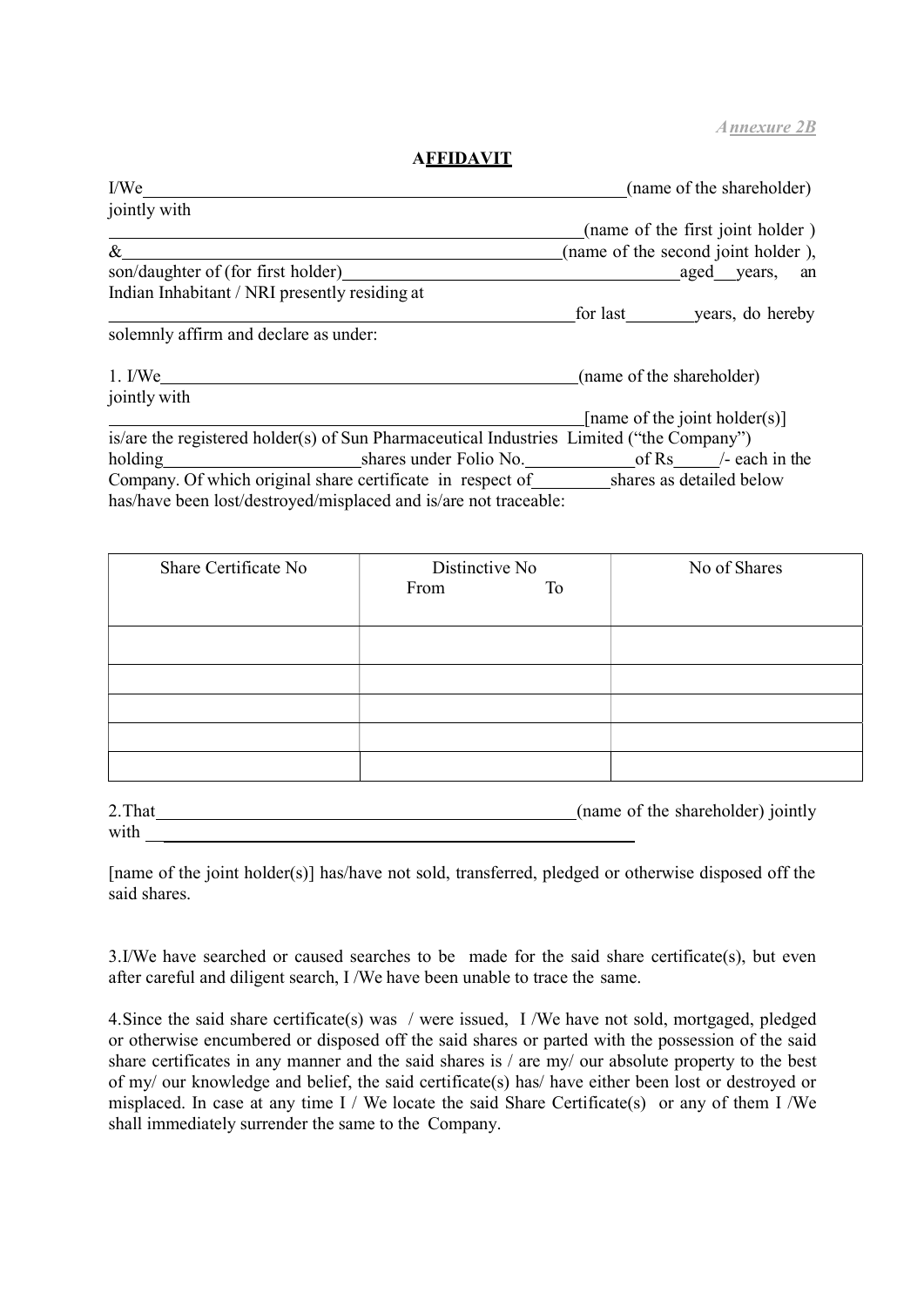*Annexure 2B*

## AFFIDAVIT

I/We\_\_\_\_\_\_\_\_\_\_\_\_\_\_\_\_\_\_\_\_\_\_\_\_\_\_\_\_\_\_\_\_\_\_\_\_\_\_\_\_\_\_\_\_\_\_\_\_\_\_\_\_\_\_(name of the shareholder) jointly with

\_\_\_\_\_\_\_\_\_\_\_\_\_\_\_\_\_\_\_\_\_\_\_\_\_\_\_\_\_\_\_\_\_\_\_\_\_\_\_\_\_\_\_\_\_\_\_\_\_\_\_\_\_\_(name of the first joint holder )

&\_\_\_\_\_\_\_\_\_\_\_\_\_\_\_\_\_\_\_\_\_\_\_\_\_\_\_\_\_\_\_\_\_\_\_\_\_\_\_\_\_\_\_\_\_\_\_\_\_\_\_\_(name of the second joint holder ),

son/daughter of (for first holder)\_\_\_\_\_\_\_\_\_\_\_\_\_\_\_\_\_\_\_\_\_\_\_\_\_\_\_\_\_\_\_\_\_\_\_\_\_\_aged\_\_years, an Indian Inhabitant / NRI presently residing at

\_\_\_\_\_\_\_\_\_\_\_\_\_\_\_\_\_\_\_\_\_\_\_\_\_\_\_\_\_\_\_\_\_\_\_\_\_\_\_\_\_\_\_\_\_\_\_\_\_\_\_\_for last\_\_\_\_\_\_\_\_years, do hereby solemnly affirm and declare as under:

1. I/We\_\_\_\_\_\_\_\_\_\_\_\_\_\_\_\_\_\_\_\_\_\_\_\_\_\_\_\_\_\_\_\_\_\_\_\_\_\_\_\_\_\_\_\_\_\_\_\_(name of the shareholder) jointly with

\_\_\_\_\_\_\_\_\_\_\_\_\_\_\_\_\_\_\_\_\_\_\_\_\_\_\_\_\_\_\_\_\_\_\_\_\_\_\_\_\_\_\_\_\_\_\_\_\_\_\_\_[name of the joint holder(s)]

is/are the registered holder(s) of Sun Pharmaceutical Industries Limited ("the Company") holding\_\_\_\_\_\_\_\_\_\_\_\_\_\_\_\_\_\_\_\_\_\_shares under Folio No.\_\_\_\_\_\_\_\_\_\_\_\_of Rs\_\_\_\_\_/- each in the Company. Of which original share certificate in respect of\_\_\_\_\_\_\_\_\_shares as detailed below has/have been lost/destroyed/misplaced and is/are not traceable:

| Share Certificate No | Distinctive No From | To | No of Shares |
|---|---|---|---|
| | | | |
| | | | |
| | | | |
| | | | |
| | | | |

2.That\_\_\_\_\_\_\_\_\_\_\_\_\_\_\_\_\_\_\_\_\_\_\_\_\_\_\_\_\_\_\_\_\_\_\_\_\_\_\_\_\_\_\_\_\_\_\_\_(name of the shareholder) jointly with \_\_\_\_\_\_\_\_\_\_\_\_\_\_\_\_\_\_\_\_\_\_\_\_\_\_\_\_\_\_\_\_\_\_\_\_\_\_\_\_\_\_\_\_\_\_\_\_\_\_\_\_

[name of the joint holder(s)] has/have not sold, transferred, pledged or otherwise disposed off the said shares.

3.I/We have searched or caused searches to be made for the said share certificate(s), but even after careful and diligent search, I /We have been unable to trace the same.

4.Since the said share certificate(s) was / were issued, I /We have not sold, mortgaged, pledged or otherwise encumbered or disposed off the said shares or parted with the possession of the said share certificates in any manner and the said shares is / are my/ our absolute property to the best of my/ our knowledge and belief, the said certificate(s) has/ have either been lost or destroyed or misplaced. In case at any time I / We locate the said Share Certificate(s) or any of them I /We shall immediately surrender the same to the Company.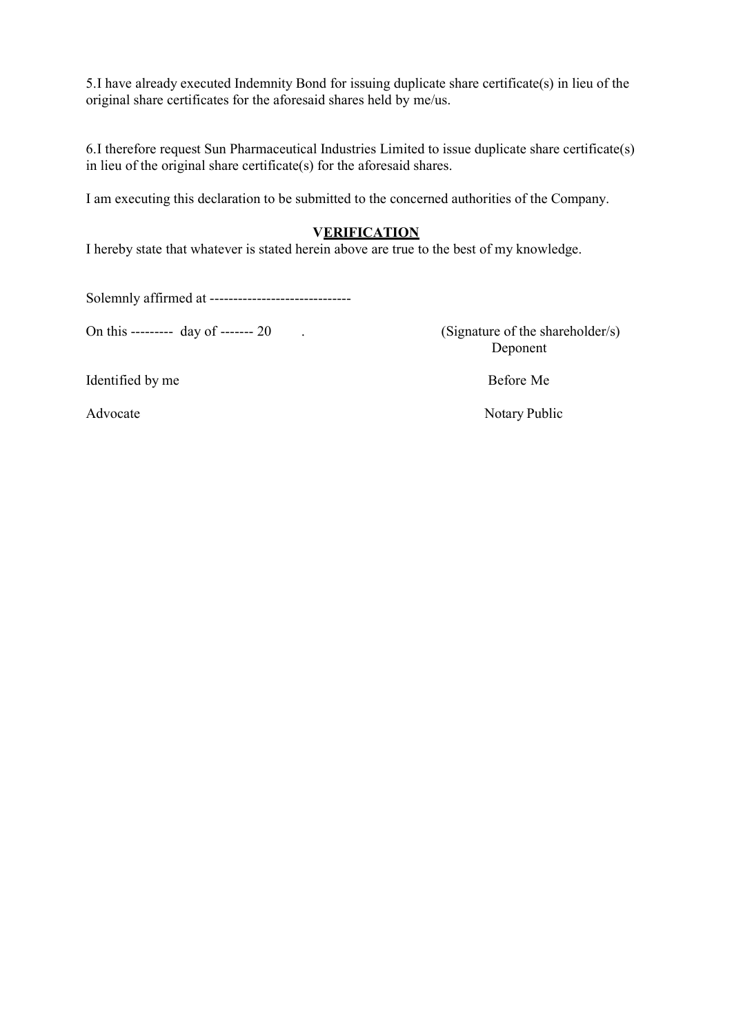5.I have already executed Indemnity Bond for issuing duplicate share certificate(s) in lieu of the original share certificates for the aforesaid shares held by me/us.

6.I therefore request Sun Pharmaceutical Industries Limited to issue duplicate share certificate(s) in lieu of the original share certificate(s) for the aforesaid shares.

I am executing this declaration to be submitted to the concerned authorities of the Company.

**VERIFICATION**

I hereby state that whatever is stated herein above are true to the best of my knowledge.

Solemnly affirmed at ------------------------------

On this --------- day of ------- 20 .

(Signature of the shareholder/s)
Deponent

Identified by me

Before Me

Advocate

Notary Public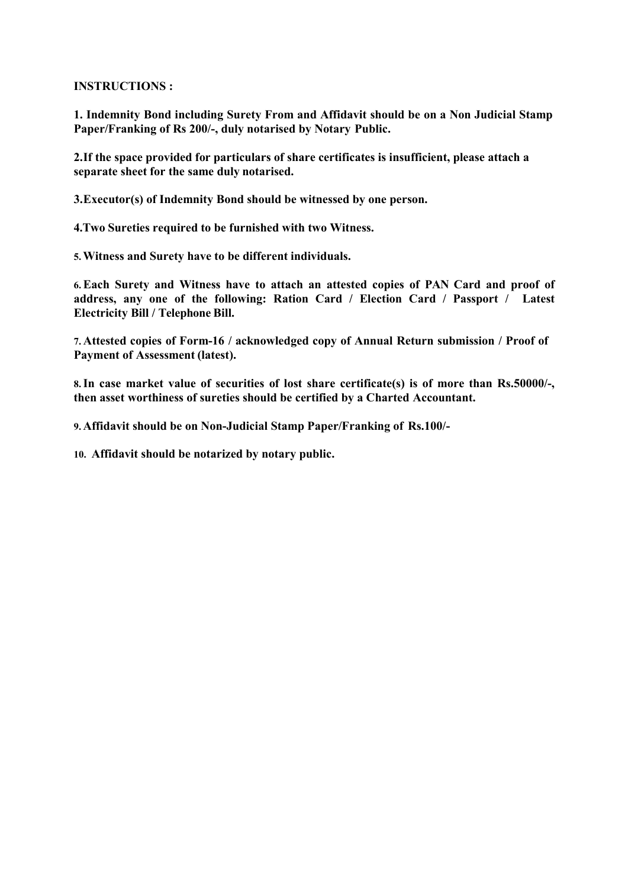**INSTRUCTIONS :**

**1. Indemnity Bond including Surety From and Affidavit should be on a Non Judicial Stamp Paper/Franking of Rs 200/-, duly notarised by Notary Public.**

**2.If the space provided for particulars of share certificates is insufficient, please attach a separate sheet for the same duly notarised.**

**3.Executor(s) of Indemnity Bond should be witnessed by one person.**

**4.Two Sureties required to be furnished with two Witness.**

**5. Witness and Surety have to be different individuals.**

**6. Each Surety and Witness have to attach an attested copies of PAN Card and proof of address, any one of the following: Ration Card / Election Card / Passport / Latest Electricity Bill / Telephone Bill.**

**7. Attested copies of Form-16 / acknowledged copy of Annual Return submission / Proof of Payment of Assessment (latest).**

**8. In case market value of securities of lost share certificate(s) is of more than Rs.50000/-, then asset worthiness of sureties should be certified by a Charted Accountant.**

**9. Affidavit should be on Non-Judicial Stamp Paper/Franking of Rs.100/-**

**10. Affidavit should be notarized by notary public.**